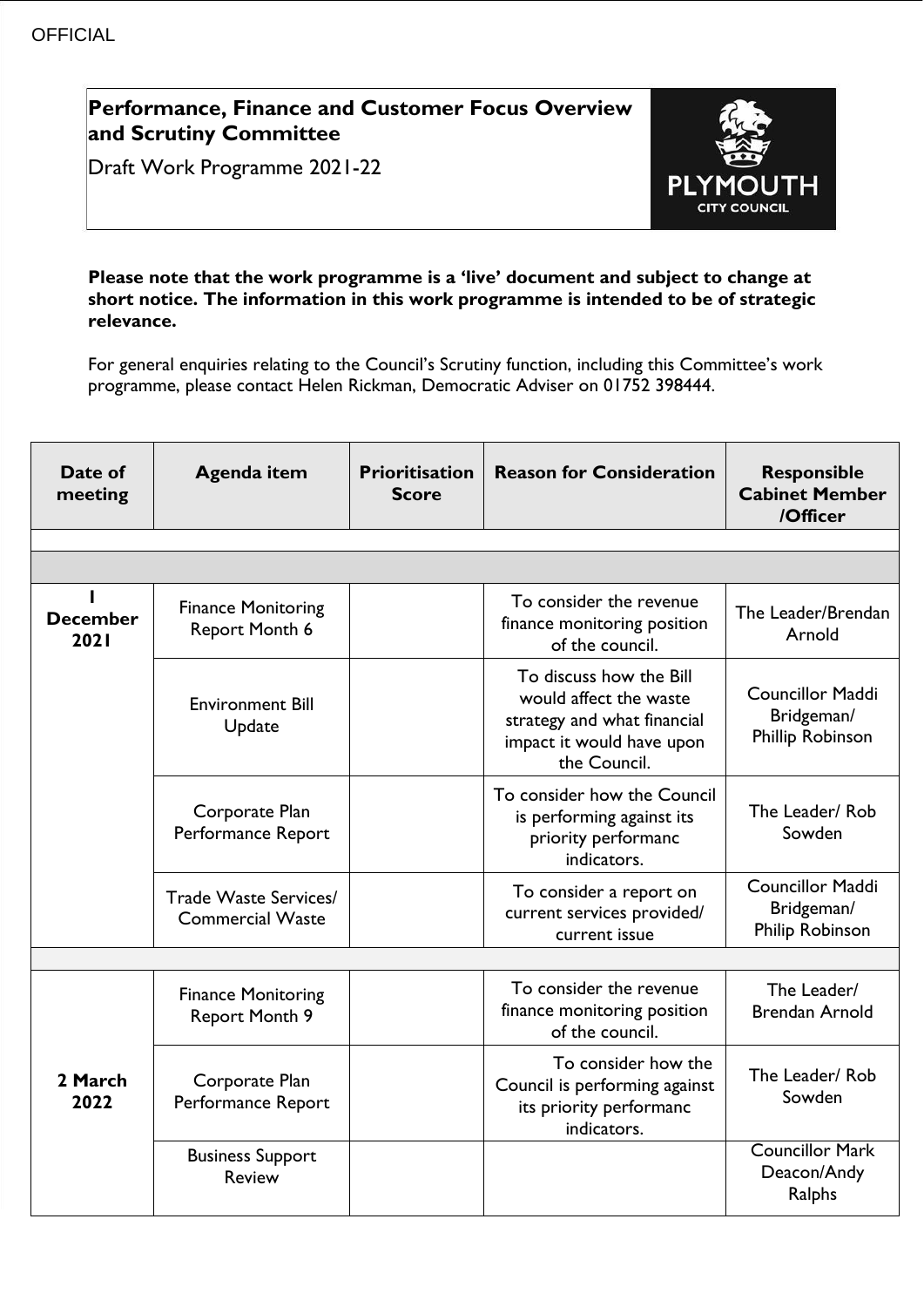OFFICIAL

# Performance, Finance and Customer Focus Overview and Scrutiny Committee

Draft Work Programme 2021-22

**Please note that the work programme is a 'live' document and subject to change at short notice. The information in this work programme is intended to be of strategic relevance.**

For general enquiries relating to the Council's Scrutiny function, including this Committee's work programme, please contact Helen Rickman, Democratic Adviser on 01752 398444.

| Date of meeting | Agenda item | Prioritisation Score | Reason for Consideration | Responsible Cabinet Member /Officer |
|---|---|---|---|---|
| | | | | |
| | | | | |
| **1 December 2021** | Finance Monitoring Report Month 6 | | To consider the revenue finance monitoring position of the council. | The Leader/Brendan Arnold |
| | Environment Bill Update | | To discuss how the Bill would affect the waste strategy and what financial impact it would have upon the Council. | Councillor Maddi Bridgeman/ Phillip Robinson |
| | Corporate Plan Performance Report | | To consider how the Council is performing against its priority performanc indicators. | The Leader/ Rob Sowden |
| | Trade Waste Services/ Commercial Waste | | To consider a report on current services provided/ current issue | Councillor Maddi Bridgeman/ Philip Robinson |
| | | | | |
| **2 March 2022** | Finance Monitoring Report Month 9 | | To consider the revenue finance monitoring position of the council. | The Leader/ Brendan Arnold |
| | Corporate Plan Performance Report | | To consider how the Council is performing against its priority performanc indicators. | The Leader/ Rob Sowden |
| | Business Support Review | | | Councillor Mark Deacon/Andy Ralphs |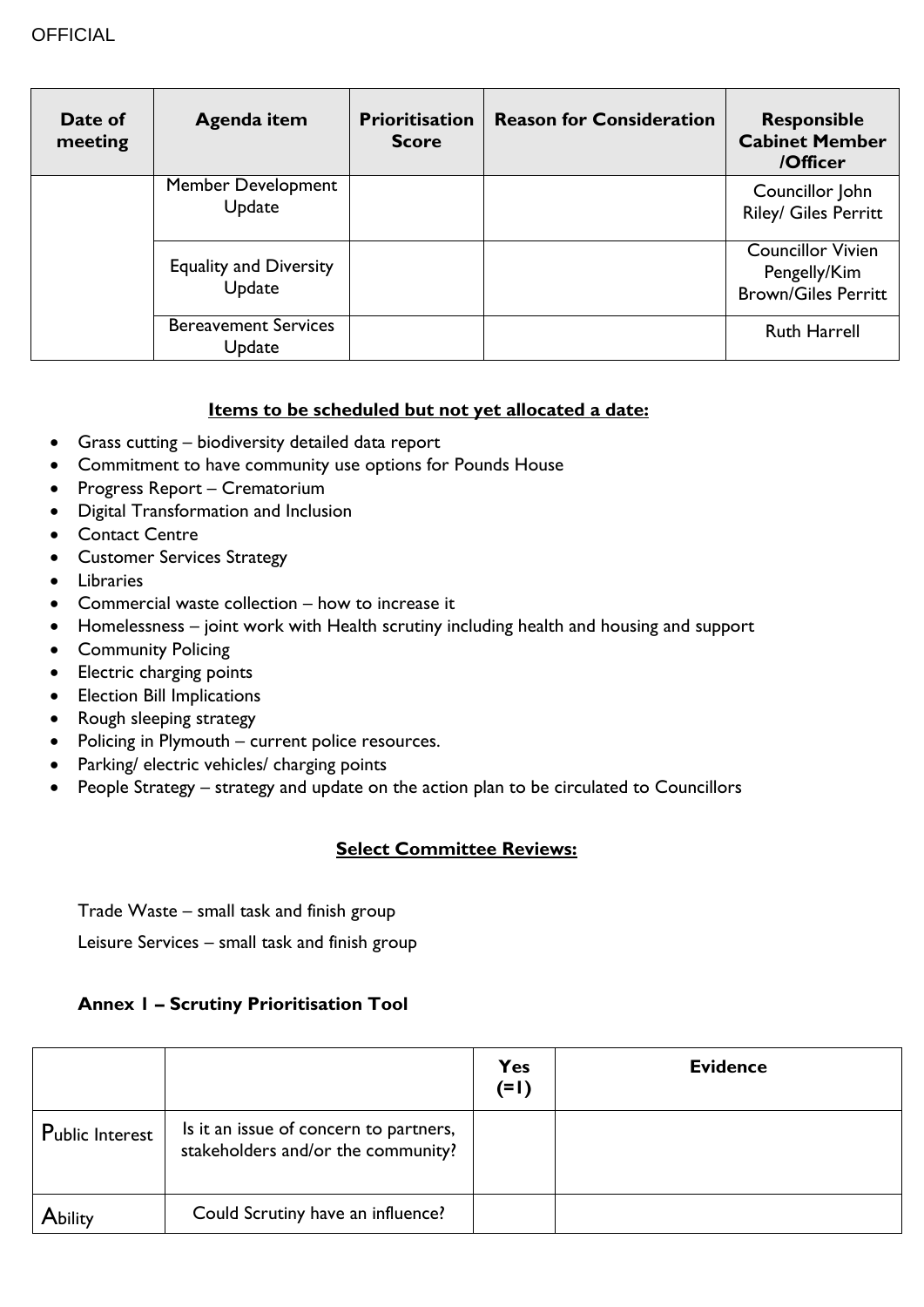| Date of meeting | Agenda item | Prioritisation Score | Reason for Consideration | Responsible Cabinet Member /Officer |
|---|---|---|---|---|
| | Member Development Update | | | Councillor John Riley/ Giles Perritt |
| | Equality and Diversity Update | | | Councillor Vivien Pengelly/Kim Brown/Giles Perritt |
| | Bereavement Services Update | | | Ruth Harrell |

**Items to be scheduled but not yet allocated a date:**

- Grass cutting – biodiversity detailed data report
- Commitment to have community use options for Pounds House
- Progress Report – Crematorium
- Digital Transformation and Inclusion
- Contact Centre
- Customer Services Strategy
- Libraries
- Commercial waste collection – how to increase it
- Homelessness – joint work with Health scrutiny including health and housing and support
- Community Policing
- Electric charging points
- Election Bill Implications
- Rough sleeping strategy
- Policing in Plymouth – current police resources.
- Parking/ electric vehicles/ charging points
- People Strategy – strategy and update on the action plan to be circulated to Councillors

**Select Committee Reviews:**

Trade Waste – small task and finish group

Leisure Services – small task and finish group

**Annex 1 – Scrutiny Prioritisation Tool**

| | | Yes (=1) | Evidence |
|---|---|---|---|
| Public Interest | Is it an issue of concern to partners, stakeholders and/or the community? | | |
| Ability | Could Scrutiny have an influence? | | |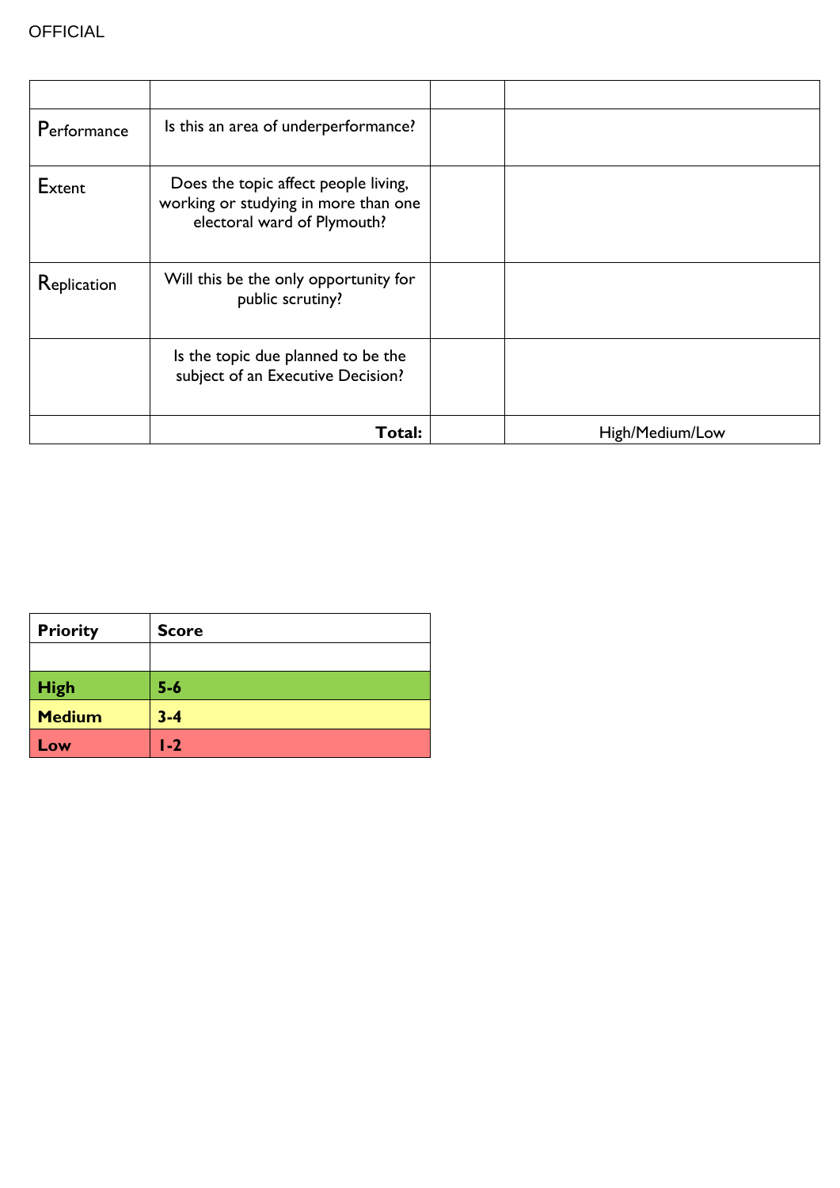OFFICIAL

| | | | |
|---|---|---|---|
| | | | |
| Performance | Is this an area of underperformance? | | |
| Extent | Does the topic affect people living, working or studying in more than one electoral ward of Plymouth? | | |
| Replication | Will this be the only opportunity for public scrutiny? | | |
| | Is the topic due planned to be the subject of an Executive Decision? | | |
| | **Total:** | | High/Medium/Low |

| **Priority** | **Score** |
|---|---|
| | |
| **High** | **5-6** |
| **Medium** | **3-4** |
| **Low** | **1-2** |